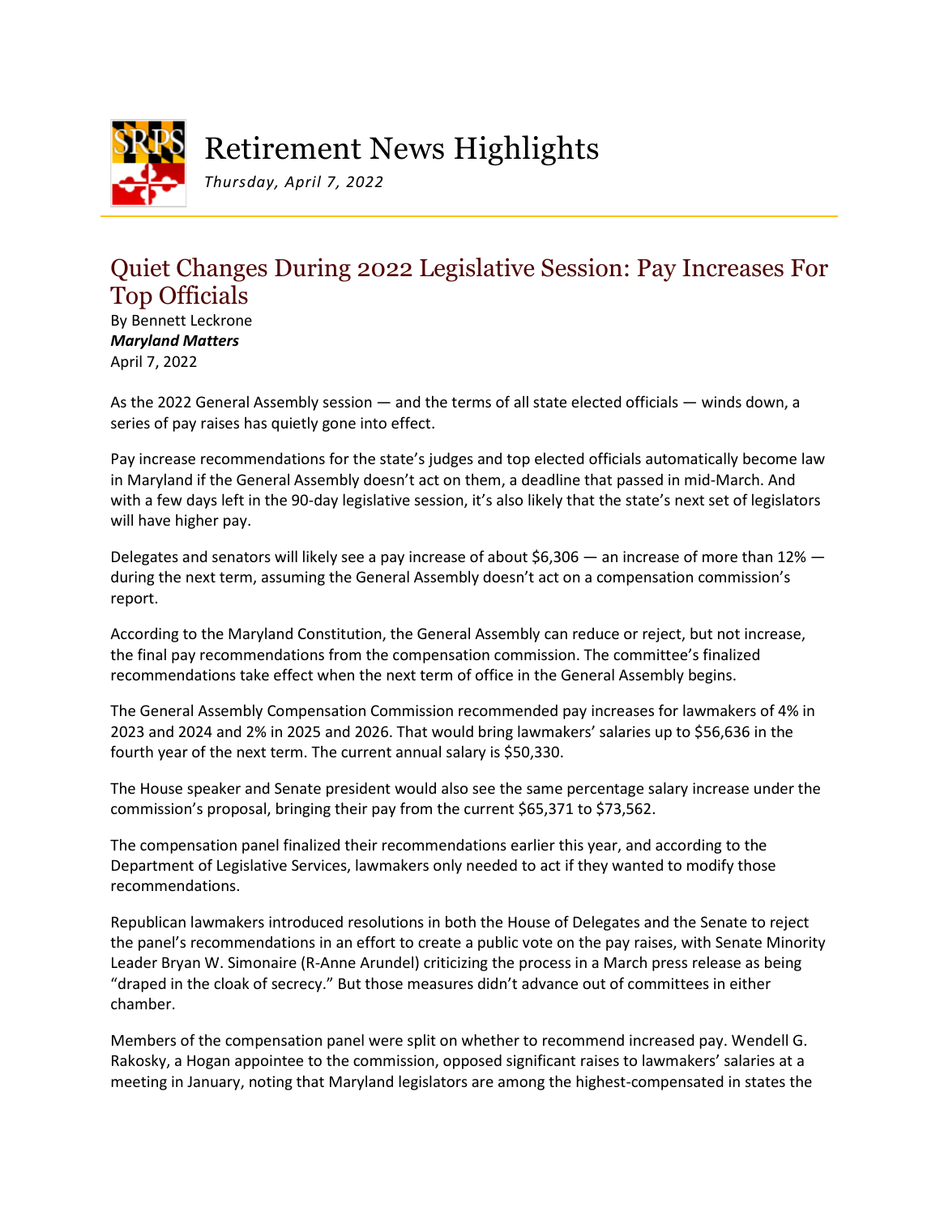# Retirement News Highlights

*Thursday, April 7, 2022*

## Quiet Changes During 2022 Legislative Session: Pay Increases For Top Officials

By Bennett Leckrone
***Maryland Matters***
April 7, 2022

As the 2022 General Assembly session — and the terms of all state elected officials — winds down, a series of pay raises has quietly gone into effect.

Pay increase recommendations for the state's judges and top elected officials automatically become law in Maryland if the General Assembly doesn't act on them, a deadline that passed in mid-March. And with a few days left in the 90-day legislative session, it's also likely that the state's next set of legislators will have higher pay.

Delegates and senators will likely see a pay increase of about $6,306 — an increase of more than 12% — during the next term, assuming the General Assembly doesn't act on a compensation commission's report.

According to the Maryland Constitution, the General Assembly can reduce or reject, but not increase, the final pay recommendations from the compensation commission. The committee's finalized recommendations take effect when the next term of office in the General Assembly begins.

The General Assembly Compensation Commission recommended pay increases for lawmakers of 4% in 2023 and 2024 and 2% in 2025 and 2026. That would bring lawmakers' salaries up to $56,636 in the fourth year of the next term. The current annual salary is $50,330.

The House speaker and Senate president would also see the same percentage salary increase under the commission's proposal, bringing their pay from the current $65,371 to $73,562.

The compensation panel finalized their recommendations earlier this year, and according to the Department of Legislative Services, lawmakers only needed to act if they wanted to modify those recommendations.

Republican lawmakers introduced resolutions in both the House of Delegates and the Senate to reject the panel's recommendations in an effort to create a public vote on the pay raises, with Senate Minority Leader Bryan W. Simonaire (R-Anne Arundel) criticizing the process in a March press release as being "draped in the cloak of secrecy." But those measures didn't advance out of committees in either chamber.

Members of the compensation panel were split on whether to recommend increased pay. Wendell G. Rakosky, a Hogan appointee to the commission, opposed significant raises to lawmakers' salaries at a meeting in January, noting that Maryland legislators are among the highest-compensated in states the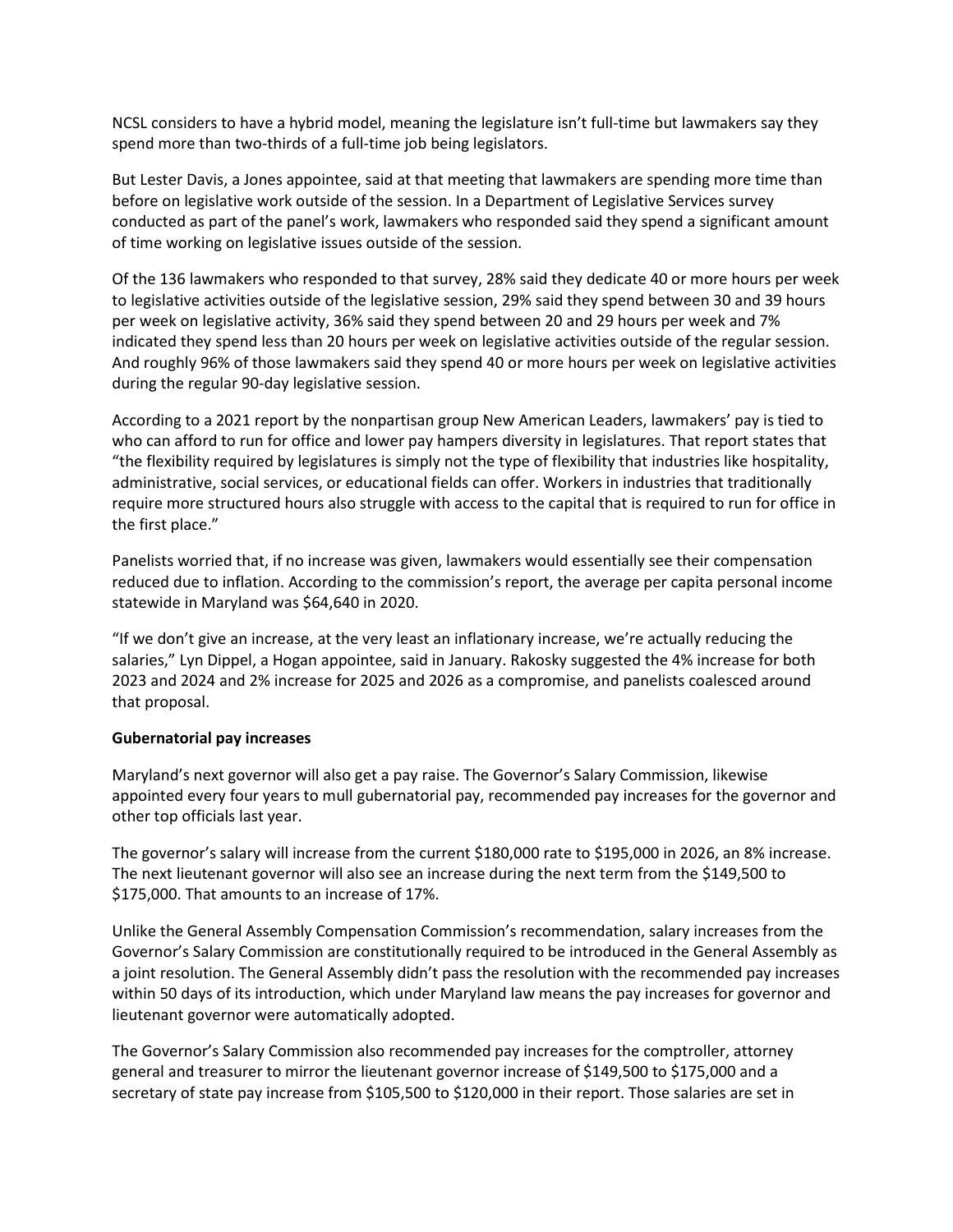NCSL considers to have a hybrid model, meaning the legislature isn't full-time but lawmakers say they spend more than two-thirds of a full-time job being legislators.

But Lester Davis, a Jones appointee, said at that meeting that lawmakers are spending more time than before on legislative work outside of the session. In a Department of Legislative Services survey conducted as part of the panel's work, lawmakers who responded said they spend a significant amount of time working on legislative issues outside of the session.

Of the 136 lawmakers who responded to that survey, 28% said they dedicate 40 or more hours per week to legislative activities outside of the legislative session, 29% said they spend between 30 and 39 hours per week on legislative activity, 36% said they spend between 20 and 29 hours per week and 7% indicated they spend less than 20 hours per week on legislative activities outside of the regular session. And roughly 96% of those lawmakers said they spend 40 or more hours per week on legislative activities during the regular 90-day legislative session.

According to a 2021 report by the nonpartisan group New American Leaders, lawmakers' pay is tied to who can afford to run for office and lower pay hampers diversity in legislatures. That report states that "the flexibility required by legislatures is simply not the type of flexibility that industries like hospitality, administrative, social services, or educational fields can offer. Workers in industries that traditionally require more structured hours also struggle with access to the capital that is required to run for office in the first place."

Panelists worried that, if no increase was given, lawmakers would essentially see their compensation reduced due to inflation. According to the commission's report, the average per capita personal income statewide in Maryland was $64,640 in 2020.

"If we don't give an increase, at the very least an inflationary increase, we're actually reducing the salaries," Lyn Dippel, a Hogan appointee, said in January. Rakosky suggested the 4% increase for both 2023 and 2024 and 2% increase for 2025 and 2026 as a compromise, and panelists coalesced around that proposal.

**Gubernatorial pay increases**

Maryland's next governor will also get a pay raise. The Governor's Salary Commission, likewise appointed every four years to mull gubernatorial pay, recommended pay increases for the governor and other top officials last year.

The governor's salary will increase from the current $180,000 rate to $195,000 in 2026, an 8% increase. The next lieutenant governor will also see an increase during the next term from the $149,500 to $175,000. That amounts to an increase of 17%.

Unlike the General Assembly Compensation Commission's recommendation, salary increases from the Governor's Salary Commission are constitutionally required to be introduced in the General Assembly as a joint resolution. The General Assembly didn't pass the resolution with the recommended pay increases within 50 days of its introduction, which under Maryland law means the pay increases for governor and lieutenant governor were automatically adopted.

The Governor's Salary Commission also recommended pay increases for the comptroller, attorney general and treasurer to mirror the lieutenant governor increase of $149,500 to $175,000 and a secretary of state pay increase from $105,500 to $120,000 in their report. Those salaries are set in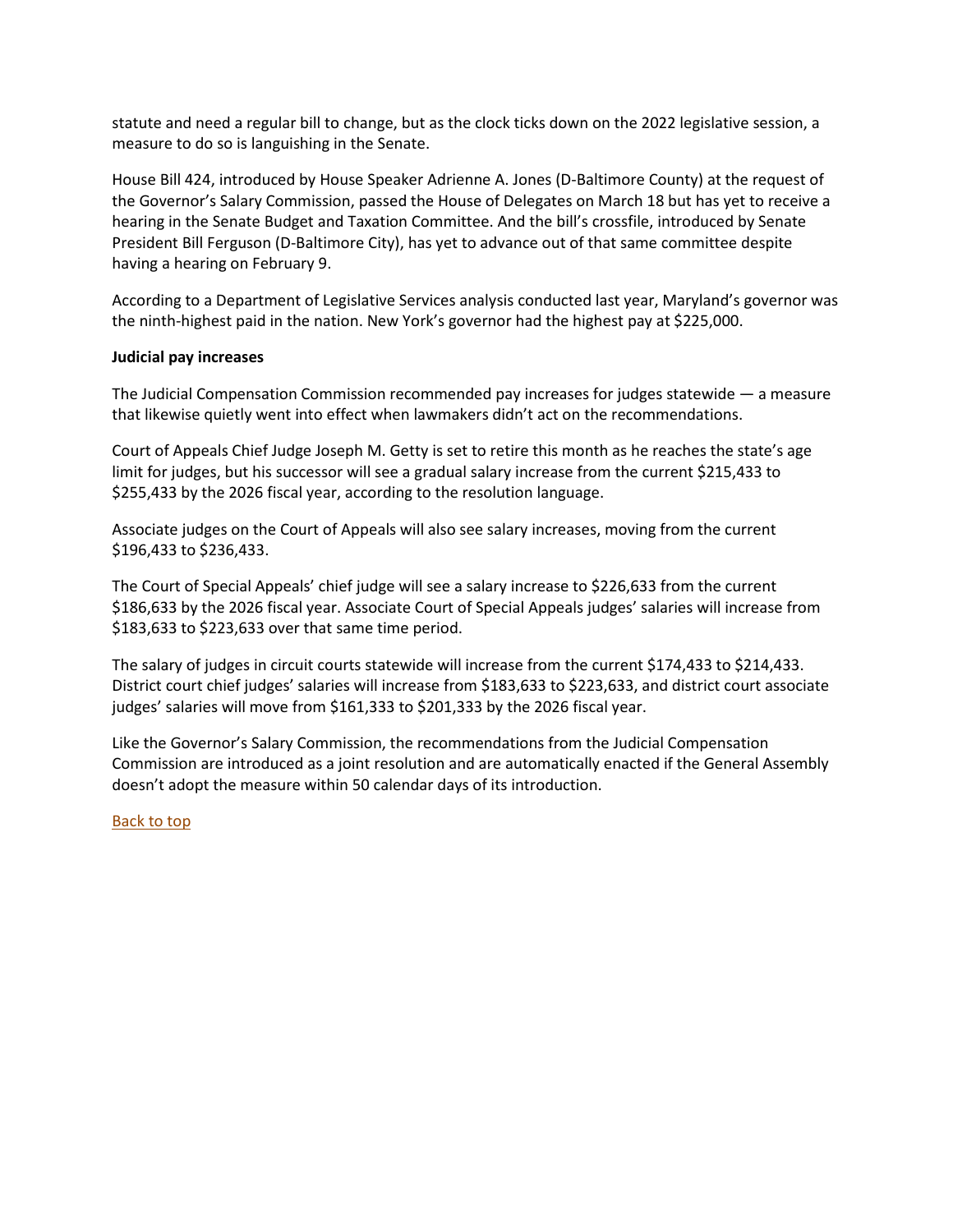statute and need a regular bill to change, but as the clock ticks down on the 2022 legislative session, a measure to do so is languishing in the Senate.

House Bill 424, introduced by House Speaker Adrienne A. Jones (D-Baltimore County) at the request of the Governor's Salary Commission, passed the House of Delegates on March 18 but has yet to receive a hearing in the Senate Budget and Taxation Committee. And the bill's crossfile, introduced by Senate President Bill Ferguson (D-Baltimore City), has yet to advance out of that same committee despite having a hearing on February 9.

According to a Department of Legislative Services analysis conducted last year, Maryland's governor was the ninth-highest paid in the nation. New York's governor had the highest pay at $225,000.

**Judicial pay increases**

The Judicial Compensation Commission recommended pay increases for judges statewide — a measure that likewise quietly went into effect when lawmakers didn't act on the recommendations.

Court of Appeals Chief Judge Joseph M. Getty is set to retire this month as he reaches the state's age limit for judges, but his successor will see a gradual salary increase from the current $215,433 to $255,433 by the 2026 fiscal year, according to the resolution language.

Associate judges on the Court of Appeals will also see salary increases, moving from the current $196,433 to $236,433.

The Court of Special Appeals' chief judge will see a salary increase to $226,633 from the current $186,633 by the 2026 fiscal year. Associate Court of Special Appeals judges' salaries will increase from $183,633 to $223,633 over that same time period.

The salary of judges in circuit courts statewide will increase from the current $174,433 to $214,433. District court chief judges' salaries will increase from $183,633 to $223,633, and district court associate judges' salaries will move from $161,333 to $201,333 by the 2026 fiscal year.

Like the Governor's Salary Commission, the recommendations from the Judicial Compensation Commission are introduced as a joint resolution and are automatically enacted if the General Assembly doesn't adopt the measure within 50 calendar days of its introduction.

Back to top